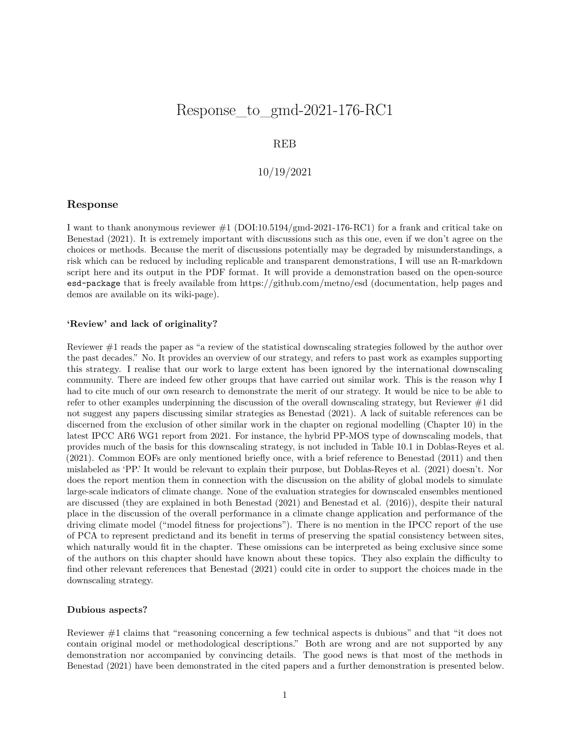# Response_to_gmd-2021-176-RC1

REB

10/19/2021

## Response

I want to thank anonymous reviewer #1 (DOI:10.5194/gmd-2021-176-RC1) for a frank and critical take on Benestad (2021). It is extremely important with discussions such as this one, even if we don't agree on the choices or methods. Because the merit of discussions potentially may be degraded by misunderstandings, a risk which can be reduced by including replicable and transparent demonstrations, I will use an R-markdown script here and its output in the PDF format. It will provide a demonstration based on the open-source `esd-package` that is freely available from https://github.com/metno/esd (documentation, help pages and demos are available on its wiki-page).

### 'Review' and lack of originality?

Reviewer #1 reads the paper as "a review of the statistical downscaling strategies followed by the author over the past decades." No. It provides an overview of our strategy, and refers to past work as examples supporting this strategy. I realise that our work to large extent has been ignored by the international downscaling community. There are indeed few other groups that have carried out similar work. This is the reason why I had to cite much of our own research to demonstrate the merit of our strategy. It would be nice to be able to refer to other examples underpinning the discussion of the overall downscaling strategy, but Reviewer #1 did not suggest any papers discussing similar strategies as Benestad (2021). A lack of suitable references can be discerned from the exclusion of other similar work in the chapter on regional modelling (Chapter 10) in the latest IPCC AR6 WG1 report from 2021. For instance, the hybrid PP-MOS type of downscaling models, that provides much of the basis for this downscaling strategy, is not included in Table 10.1 in Doblas-Reyes et al. (2021). Common EOFs are only mentioned briefly once, with a brief reference to Benestad (2011) and then mislabeled as 'PP.' It would be relevant to explain their purpose, but Doblas-Reyes et al. (2021) doesn't. Nor does the report mention them in connection with the discussion on the ability of global models to simulate large-scale indicators of climate change. None of the evaluation strategies for downscaled ensembles mentioned are discussed (they are explained in both Benestad (2021) and Benestad et al. (2016)), despite their natural place in the discussion of the overall performance in a climate change application and performance of the driving climate model ("model fitness for projections"). There is no mention in the IPCC report of the use of PCA to represent predictand and its benefit in terms of preserving the spatial consistency between sites, which naturally would fit in the chapter. These omissions can be interpreted as being exclusive since some of the authors on this chapter should have known about these topics. They also explain the difficulty to find other relevant references that Benestad (2021) could cite in order to support the choices made in the downscaling strategy.

### Dubious aspects?

Reviewer #1 claims that "reasoning concerning a few technical aspects is dubious" and that "it does not contain original model or methodological descriptions." Both are wrong and are not supported by any demonstration nor accompanied by convincing details. The good news is that most of the methods in Benestad (2021) have been demonstrated in the cited papers and a further demonstration is presented below.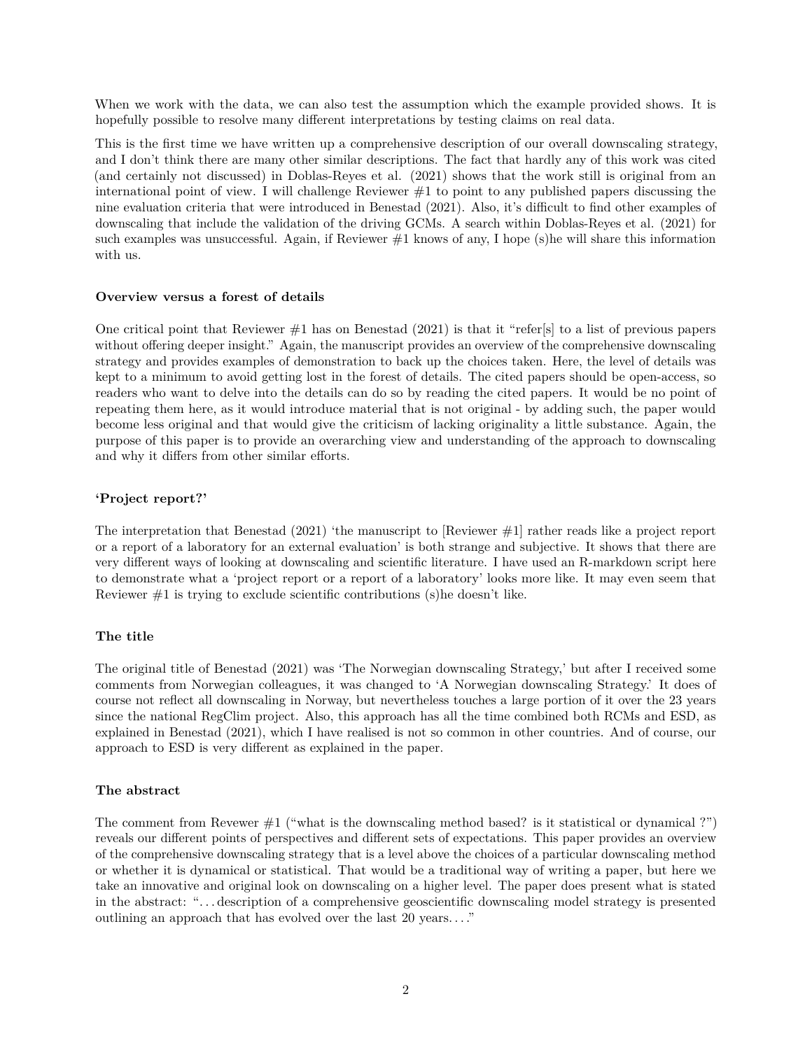When we work with the data, we can also test the assumption which the example provided shows. It is hopefully possible to resolve many different interpretations by testing claims on real data.

This is the first time we have written up a comprehensive description of our overall downscaling strategy, and I don't think there are many other similar descriptions. The fact that hardly any of this work was cited (and certainly not discussed) in Doblas-Reyes et al. (2021) shows that the work still is original from an international point of view. I will challenge Reviewer #1 to point to any published papers discussing the nine evaluation criteria that were introduced in Benestad (2021). Also, it's difficult to find other examples of downscaling that include the validation of the driving GCMs. A search within Doblas-Reyes et al. (2021) for such examples was unsuccessful. Again, if Reviewer #1 knows of any, I hope (s)he will share this information with us.

#### Overview versus a forest of details

One critical point that Reviewer #1 has on Benestad (2021) is that it "refer[s] to a list of previous papers without offering deeper insight." Again, the manuscript provides an overview of the comprehensive downscaling strategy and provides examples of demonstration to back up the choices taken. Here, the level of details was kept to a minimum to avoid getting lost in the forest of details. The cited papers should be open-access, so readers who want to delve into the details can do so by reading the cited papers. It would be no point of repeating them here, as it would introduce material that is not original - by adding such, the paper would become less original and that would give the criticism of lacking originality a little substance. Again, the purpose of this paper is to provide an overarching view and understanding of the approach to downscaling and why it differs from other similar efforts.

#### 'Project report?'

The interpretation that Benestad (2021) 'the manuscript to [Reviewer #1] rather reads like a project report or a report of a laboratory for an external evaluation' is both strange and subjective. It shows that there are very different ways of looking at downscaling and scientific literature. I have used an R-markdown script here to demonstrate what a 'project report or a report of a laboratory' looks more like. It may even seem that Reviewer #1 is trying to exclude scientific contributions (s)he doesn't like.

#### The title

The original title of Benestad (2021) was 'The Norwegian downscaling Strategy,' but after I received some comments from Norwegian colleagues, it was changed to 'A Norwegian downscaling Strategy.' It does of course not reflect all downscaling in Norway, but nevertheless touches a large portion of it over the 23 years since the national RegClim project. Also, this approach has all the time combined both RCMs and ESD, as explained in Benestad (2021), which I have realised is not so common in other countries. And of course, our approach to ESD is very different as explained in the paper.

#### The abstract

The comment from Revewer #1 ("what is the downscaling method based? is it statistical or dynamical ?") reveals our different points of perspectives and different sets of expectations. This paper provides an overview of the comprehensive downscaling strategy that is a level above the choices of a particular downscaling method or whether it is dynamical or statistical. That would be a traditional way of writing a paper, but here we take an innovative and original look on downscaling on a higher level. The paper does present what is stated in the abstract: "…description of a comprehensive geoscientific downscaling model strategy is presented outlining an approach that has evolved over the last 20 years.…"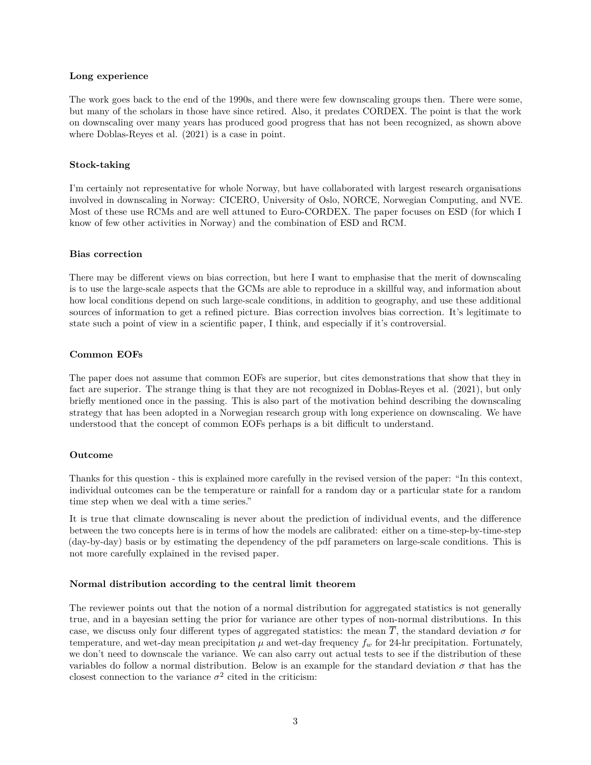**Long experience**

The work goes back to the end of the 1990s, and there were few downscaling groups then. There were some, but many of the scholars in those have since retired. Also, it predates CORDEX. The point is that the work on downscaling over many years has produced good progress that has not been recognized, as shown above where Doblas-Reyes et al. (2021) is a case in point.

**Stock-taking**

I'm certainly not representative for whole Norway, but have collaborated with largest research organisations involved in downscaling in Norway: CICERO, University of Oslo, NORCE, Norwegian Computing, and NVE. Most of these use RCMs and are well attuned to Euro-CORDEX. The paper focuses on ESD (for which I know of few other activities in Norway) and the combination of ESD and RCM.

**Bias correction**

There may be different views on bias correction, but here I want to emphasise that the merit of downscaling is to use the large-scale aspects that the GCMs are able to reproduce in a skillful way, and information about how local conditions depend on such large-scale conditions, in addition to geography, and use these additional sources of information to get a refined picture. Bias correction involves bias correction. It's legitimate to state such a point of view in a scientific paper, I think, and especially if it's controversial.

**Common EOFs**

The paper does not assume that common EOFs are superior, but cites demonstrations that show that they in fact are superior. The strange thing is that they are not recognized in Doblas-Reyes et al. (2021), but only briefly mentioned once in the passing. This is also part of the motivation behind describing the downscaling strategy that has been adopted in a Norwegian research group with long experience on downscaling. We have understood that the concept of common EOFs perhaps is a bit difficult to understand.

**Outcome**

Thanks for this question - this is explained more carefully in the revised version of the paper: "In this context, individual outcomes can be the temperature or rainfall for a random day or a particular state for a random time step when we deal with a time series."

It is true that climate downscaling is never about the prediction of individual events, and the difference between the two concepts here is in terms of how the models are calibrated: either on a time-step-by-time-step (day-by-day) basis or by estimating the dependency of the pdf parameters on large-scale conditions. This is not more carefully explained in the revised paper.

**Normal distribution according to the central limit theorem**

The reviewer points out that the notion of a normal distribution for aggregated statistics is not generally true, and in a bayesian setting the prior for variance are other types of non-normal distributions. In this case, we discuss only four different types of aggregated statistics: the mean $\overline{T}$, the standard deviation $\sigma$ for temperature, and wet-day mean precipitation $\mu$ and wet-day frequency $f_w$ for 24-hr precipitation. Fortunately, we don't need to downscale the variance. We can also carry out actual tests to see if the distribution of these variables do follow a normal distribution. Below is an example for the standard deviation $\sigma$ that has the closest connection to the variance $\sigma^2$ cited in the criticism: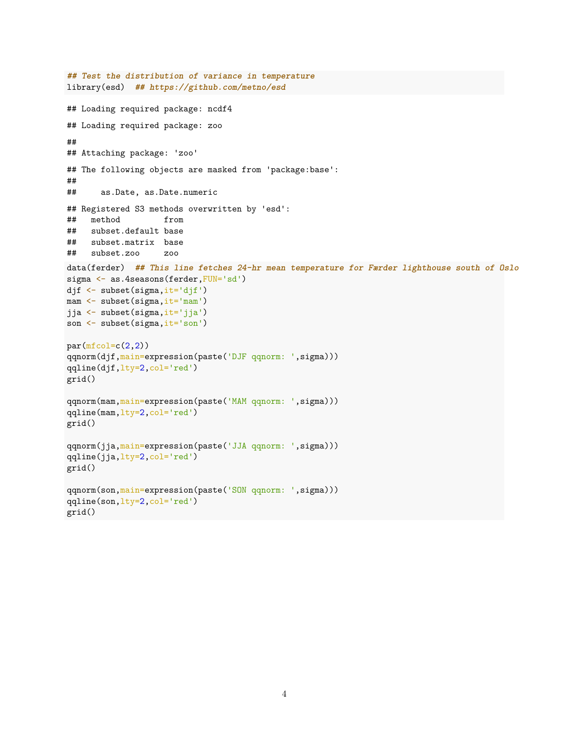```r
## Test the distribution of variance in temperature
library(esd)  ## https://github.com/metno/esd
```

```
## Loading required package: ncdf4

## Loading required package: zoo

##
## Attaching package: 'zoo'

## The following objects are masked from 'package:base':
##
##     as.Date, as.Date.numeric

## Registered S3 methods overwritten by 'esd':
##   method         from
##   subset.default base
##   subset.matrix  base
##   subset.zoo     zoo
```

```r
data(ferder)  ## This line fetches 24-hr mean temperature for Færder lighthouse south of Oslo
sigma <- as.4seasons(ferder,FUN='sd')
djf <- subset(sigma,it='djf')
mam <- subset(sigma,it='mam')
jja <- subset(sigma,it='jja')
son <- subset(sigma,it='son')

par(mfcol=c(2,2))
qqnorm(djf,main=expression(paste('DJF qqnorm: ',sigma)))
qqline(djf,lty=2,col='red')
grid()

qqnorm(mam,main=expression(paste('MAM qqnorm: ',sigma)))
qqline(mam,lty=2,col='red')
grid()

qqnorm(jja,main=expression(paste('JJA qqnorm: ',sigma)))
qqline(jja,lty=2,col='red')
grid()

qqnorm(son,main=expression(paste('SON qqnorm: ',sigma)))
qqline(son,lty=2,col='red')
grid()
```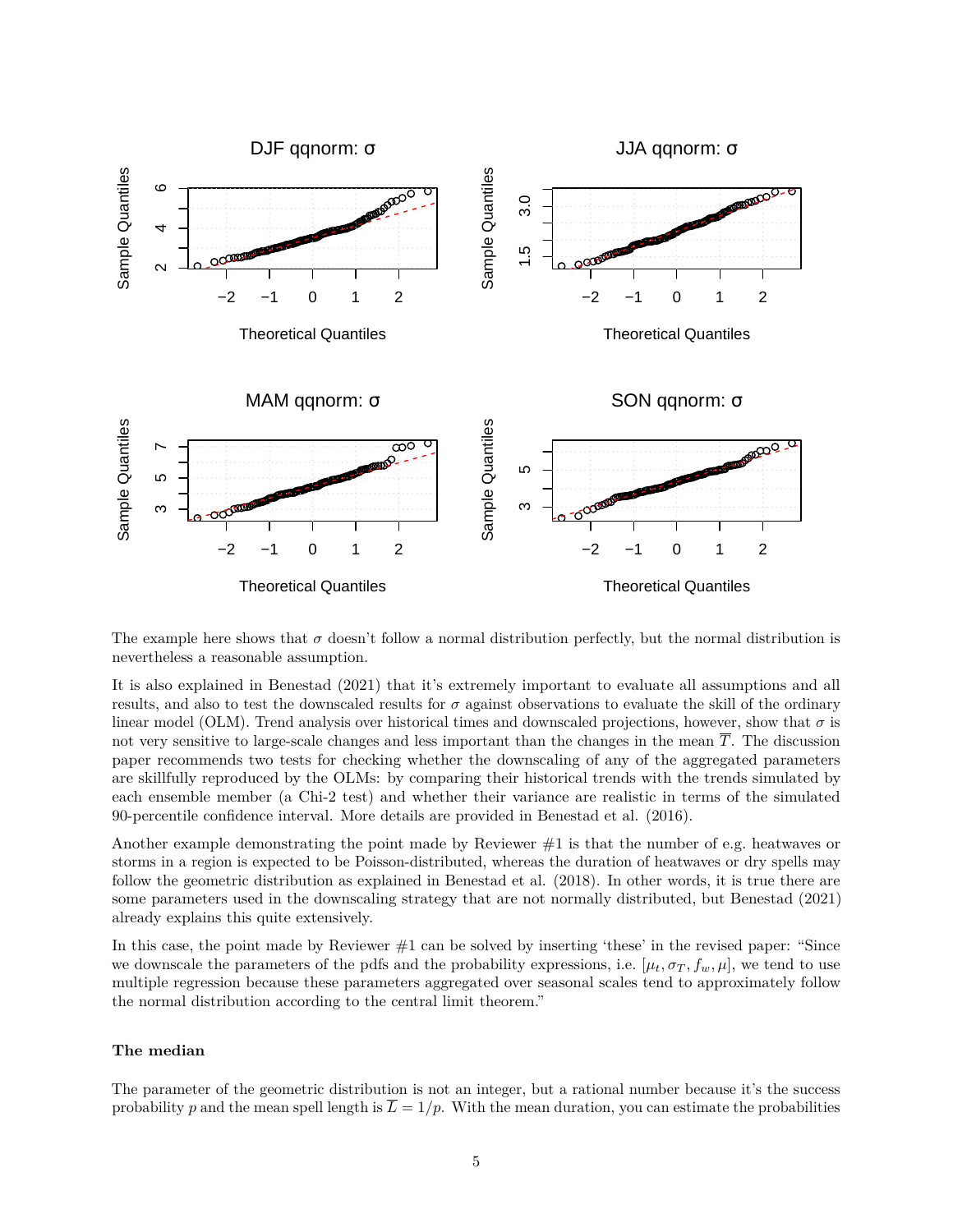The example here shows that $\sigma$ doesn't follow a normal distribution perfectly, but the normal distribution is nevertheless a reasonable assumption.

It is also explained in Benestad (2021) that it's extremely important to evaluate all assumptions and all results, and also to test the downscaled results for $\sigma$ against observations to evaluate the skill of the ordinary linear model (OLM). Trend analysis over historical times and downscaled projections, however, show that $\sigma$ is not very sensitive to large-scale changes and less important than the changes in the mean $\overline{T}$. The discussion paper recommends two tests for checking whether the downscaling of any of the aggregated parameters are skillfully reproduced by the OLMs: by comparing their historical trends with the trends simulated by each ensemble member (a Chi-2 test) and whether their variance are realistic in terms of the simulated 90-percentile confidence interval. More details are provided in Benestad et al. (2016).

Another example demonstrating the point made by Reviewer #1 is that the number of e.g. heatwaves or storms in a region is expected to be Poisson-distributed, whereas the duration of heatwaves or dry spells may follow the geometric distribution as explained in Benestad et al. (2018). In other words, it is true there are some parameters used in the downscaling strategy that are not normally distributed, but Benestad (2021) already explains this quite extensively.

In this case, the point made by Reviewer #1 can be solved by inserting 'these' in the revised paper: "Since we downscale the parameters of the pdfs and the probability expressions, i.e. $[\mu_t, \sigma_T, f_w, \mu]$, we tend to use multiple regression because these parameters aggregated over seasonal scales tend to approximately follow the normal distribution according to the central limit theorem."

#### The median

The parameter of the geometric distribution is not an integer, but a rational number because it's the success probability $p$ and the mean spell length is $\overline{L} = 1/p$. With the mean duration, you can estimate the probabilities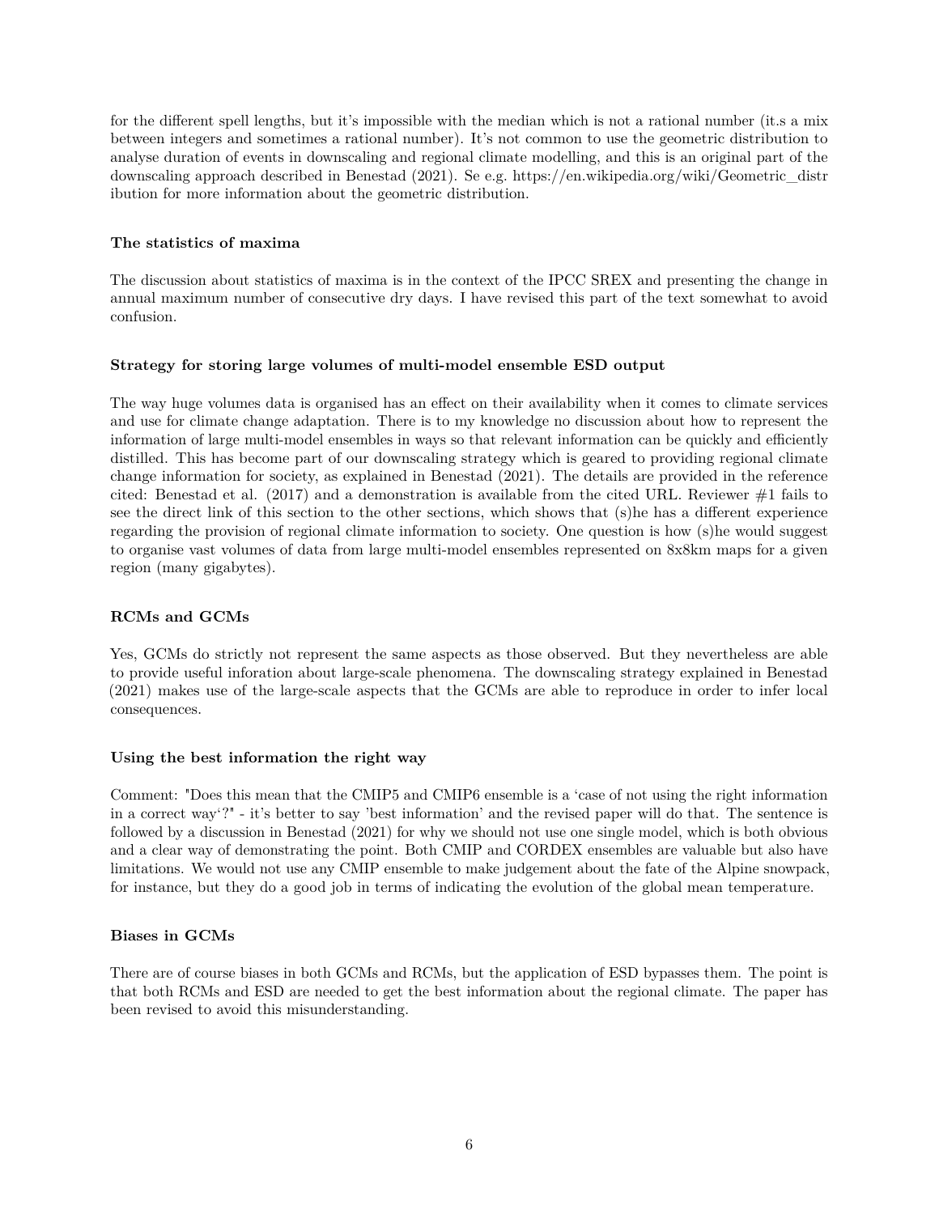for the different spell lengths, but it's impossible with the median which is not a rational number (it.s a mix between integers and sometimes a rational number). It's not common to use the geometric distribution to analyse duration of events in downscaling and regional climate modelling, and this is an original part of the downscaling approach described in Benestad (2021). Se e.g. https://en.wikipedia.org/wiki/Geometric_distribution for more information about the geometric distribution.

#### The statistics of maxima

The discussion about statistics of maxima is in the context of the IPCC SREX and presenting the change in annual maximum number of consecutive dry days. I have revised this part of the text somewhat to avoid confusion.

#### Strategy for storing large volumes of multi-model ensemble ESD output

The way huge volumes data is organised has an effect on their availability when it comes to climate services and use for climate change adaptation. There is to my knowledge no discussion about how to represent the information of large multi-model ensembles in ways so that relevant information can be quickly and efficiently distilled. This has become part of our downscaling strategy which is geared to providing regional climate change information for society, as explained in Benestad (2021). The details are provided in the reference cited: Benestad et al. (2017) and a demonstration is available from the cited URL. Reviewer #1 fails to see the direct link of this section to the other sections, which shows that (s)he has a different experience regarding the provision of regional climate information to society. One question is how (s)he would suggest to organise vast volumes of data from large multi-model ensembles represented on 8x8km maps for a given region (many gigabytes).

#### RCMs and GCMs

Yes, GCMs do strictly not represent the same aspects as those observed. But they nevertheless are able to provide useful inforation about large-scale phenomena. The downscaling strategy explained in Benestad (2021) makes use of the large-scale aspects that the GCMs are able to reproduce in order to infer local consequences.

#### Using the best information the right way

Comment: "Does this mean that the CMIP5 and CMIP6 ensemble is a 'case of not using the right information in a correct way'?" - it's better to say 'best information' and the revised paper will do that. The sentence is followed by a discussion in Benestad (2021) for why we should not use one single model, which is both obvious and a clear way of demonstrating the point. Both CMIP and CORDEX ensembles are valuable but also have limitations. We would not use any CMIP ensemble to make judgement about the fate of the Alpine snowpack, for instance, but they do a good job in terms of indicating the evolution of the global mean temperature.

#### Biases in GCMs

There are of course biases in both GCMs and RCMs, but the application of ESD bypasses them. The point is that both RCMs and ESD are needed to get the best information about the regional climate. The paper has been revised to avoid this misunderstanding.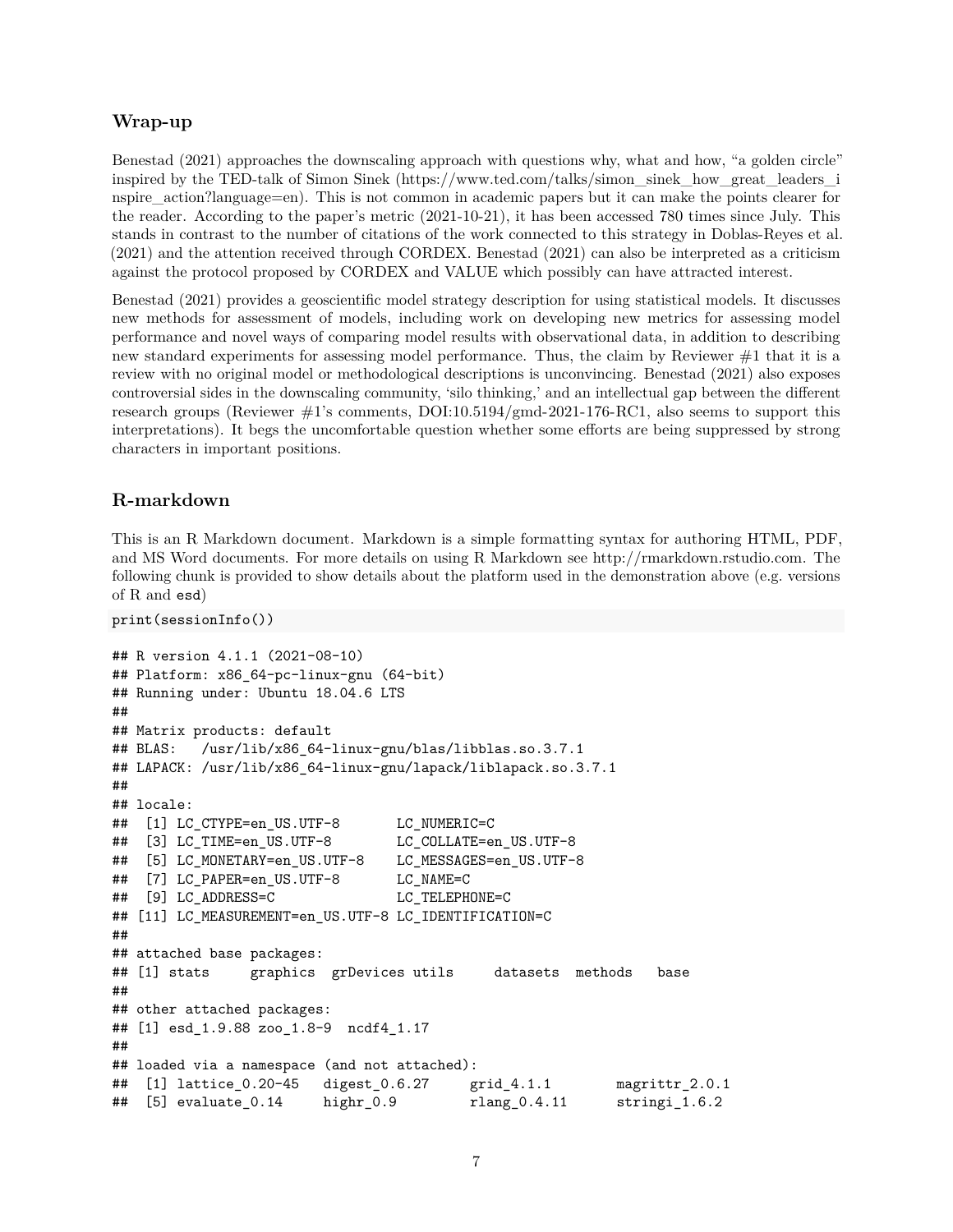## Wrap-up

Benestad (2021) approaches the downscaling approach with questions why, what and how, "a golden circle" inspired by the TED-talk of Simon Sinek (https://www.ted.com/talks/simon_sinek_how_great_leaders_inspire_action?language=en). This is not common in academic papers but it can make the points clearer for the reader. According to the paper's metric (2021-10-21), it has been accessed 780 times since July. This stands in contrast to the number of citations of the work connected to this strategy in Doblas-Reyes et al. (2021) and the attention received through CORDEX. Benestad (2021) can also be interpreted as a criticism against the protocol proposed by CORDEX and VALUE which possibly can have attracted interest.

Benestad (2021) provides a geoscientific model strategy description for using statistical models. It discusses new methods for assessment of models, including work on developing new metrics for assessing model performance and novel ways of comparing model results with observational data, in addition to describing new standard experiments for assessing model performance. Thus, the claim by Reviewer #1 that it is a review with no original model or methodological descriptions is unconvincing. Benestad (2021) also exposes controversial sides in the downscaling community, 'silo thinking,' and an intellectual gap between the different research groups (Reviewer #1's comments, DOI:10.5194/gmd-2021-176-RC1, also seems to support this interpretations). It begs the uncomfortable question whether some efforts are being suppressed by strong characters in important positions.

## R-markdown

This is an R Markdown document. Markdown is a simple formatting syntax for authoring HTML, PDF, and MS Word documents. For more details on using R Markdown see http://rmarkdown.rstudio.com. The following chunk is provided to show details about the platform used in the demonstration above (e.g. versions of R and `esd`)

```
print(sessionInfo())
```

```
## R version 4.1.1 (2021-08-10)
## Platform: x86_64-pc-linux-gnu (64-bit)
## Running under: Ubuntu 18.04.6 LTS
##
## Matrix products: default
## BLAS:   /usr/lib/x86_64-linux-gnu/blas/libblas.so.3.7.1
## LAPACK: /usr/lib/x86_64-linux-gnu/lapack/liblapack.so.3.7.1
##
## locale:
##  [1] LC_CTYPE=en_US.UTF-8       LC_NUMERIC=C
##  [3] LC_TIME=en_US.UTF-8        LC_COLLATE=en_US.UTF-8
##  [5] LC_MONETARY=en_US.UTF-8    LC_MESSAGES=en_US.UTF-8
##  [7] LC_PAPER=en_US.UTF-8       LC_NAME=C
##  [9] LC_ADDRESS=C               LC_TELEPHONE=C
## [11] LC_MEASUREMENT=en_US.UTF-8 LC_IDENTIFICATION=C
##
## attached base packages:
## [1] stats     graphics  grDevices utils     datasets  methods   base
##
## other attached packages:
## [1] esd_1.9.88 zoo_1.8-9  ncdf4_1.17
##
## loaded via a namespace (and not attached):
##  [1] lattice_0.20-45   digest_0.6.27     grid_4.1.1        magrittr_2.0.1
##  [5] evaluate_0.14     highr_0.9         rlang_0.4.11      stringi_1.6.2
```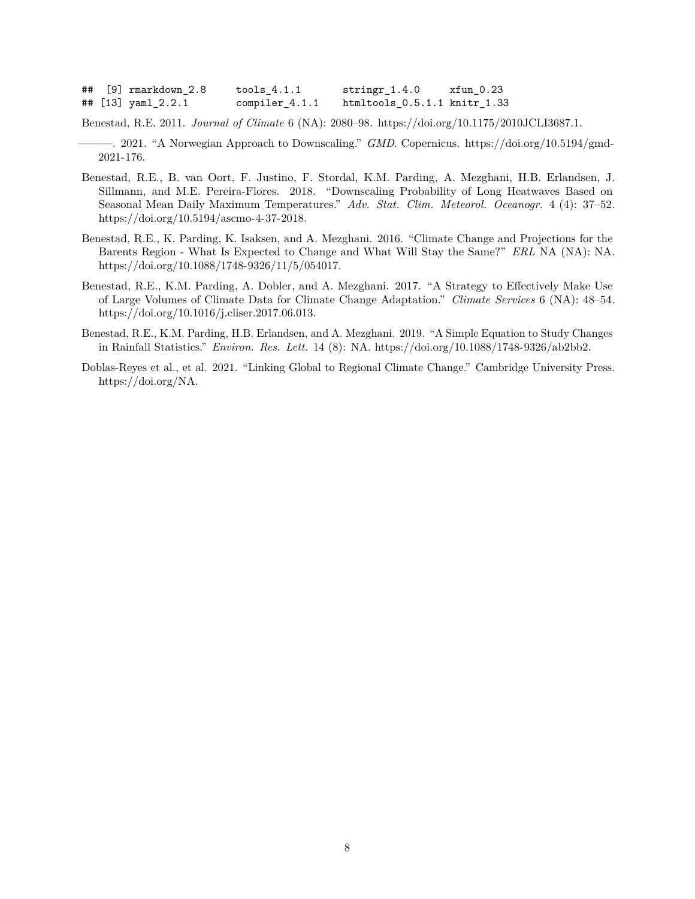```
##  [9] rmarkdown_2.8     tools_4.1.1       stringr_1.4.0     xfun_0.23
## [13] yaml_2.2.1        compiler_4.1.1    htmltools_0.5.1.1 knitr_1.33
```

Benestad, R.E. 2011. *Journal of Climate* 6 (NA): 2080–98. https://doi.org/10.1175/2010JCLI3687.1.

———. 2021. "A Norwegian Approach to Downscaling." *GMD*. Copernicus. https://doi.org/10.5194/gmd-2021-176.

Benestad, R.E., B. van Oort, F. Justino, F. Stordal, K.M. Parding, A. Mezghani, H.B. Erlandsen, J. Sillmann, and M.E. Pereira-Flores. 2018. "Downscaling Probability of Long Heatwaves Based on Seasonal Mean Daily Maximum Temperatures." *Adv. Stat. Clim. Meteorol. Oceanogr.* 4 (4): 37–52. https://doi.org/10.5194/ascmo-4-37-2018.

Benestad, R.E., K. Parding, K. Isaksen, and A. Mezghani. 2016. "Climate Change and Projections for the Barents Region - What Is Expected to Change and What Will Stay the Same?" *ERL* NA (NA): NA. https://doi.org/10.1088/1748-9326/11/5/054017.

Benestad, R.E., K.M. Parding, A. Dobler, and A. Mezghani. 2017. "A Strategy to Effectively Make Use of Large Volumes of Climate Data for Climate Change Adaptation." *Climate Services* 6 (NA): 48–54. https://doi.org/10.1016/j.cliser.2017.06.013.

Benestad, R.E., K.M. Parding, H.B. Erlandsen, and A. Mezghani. 2019. "A Simple Equation to Study Changes in Rainfall Statistics." *Environ. Res. Lett.* 14 (8): NA. https://doi.org/10.1088/1748-9326/ab2bb2.

Doblas-Reyes et al., et al. 2021. "Linking Global to Regional Climate Change." Cambridge University Press. https://doi.org/NA.